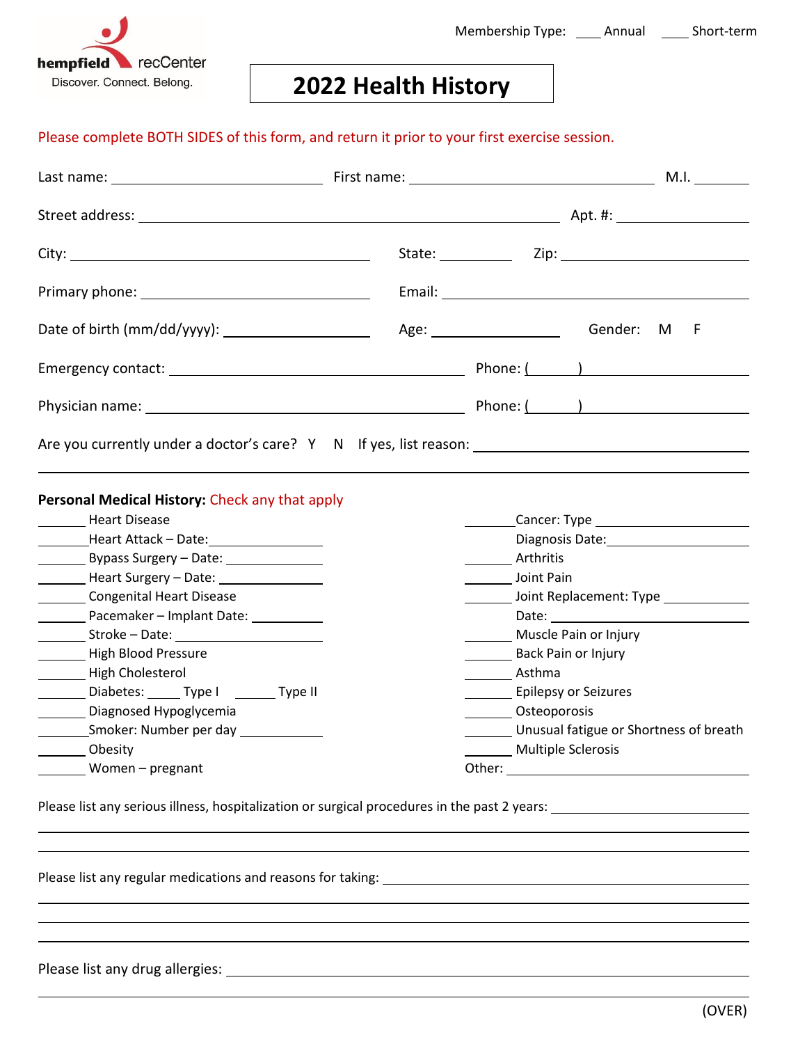hempfield recCenter
Discover. Connect. Belong.

Membership Type: ____ Annual ____ Short-term

# 2022 Health History

Please complete BOTH SIDES of this form, and return it prior to your first exercise session.

Last name: ______________________ First name: ______________________ M.I. ______

Street address: ____________________________________________ Apt. #: __________

City: ______________________________ State: ________ Zip: ______________

Primary phone: ______________________ Email: ______________________________

Date of birth (mm/dd/yyyy): ______________ Age: ____________ Gender: M F

Emergency contact: ______________________________ Phone: (______) ______________

Physician name: ______________________________ Phone: (______) ______________

Are you currently under a doctor's care? Y N If yes, list reason: ______________________________

**Personal Medical History:** Check any that apply

______ Heart Disease
______ Heart Attack – Date: ______________
______ Bypass Surgery – Date: ______________
______ Heart Surgery – Date: ______________
______ Congenital Heart Disease
______ Pacemaker – Implant Date: __________
______ Stroke – Date: ______________
______ High Blood Pressure
______ High Cholesterol
______ Diabetes: _____ Type I ______ Type II
______ Diagnosed Hypoglycemia
______ Smoker: Number per day __________
______ Obesity
______ Women – pregnant

______ Cancer: Type ______________
Diagnosis Date: ______________
______ Arthritis
______ Joint Pain
______ Joint Replacement: Type ______________
Date: ______________
______ Muscle Pain or Injury
______ Back Pain or Injury
______ Asthma
______ Epilepsy or Seizures
______ Osteoporosis
______ Unusual fatigue or Shortness of breath
______ Multiple Sclerosis
Other: ______________________

Please list any serious illness, hospitalization or surgical procedures in the past 2 years: ______________________

Please list any regular medications and reasons for taking: ______________________

Please list any drug allergies: ______________________

(OVER)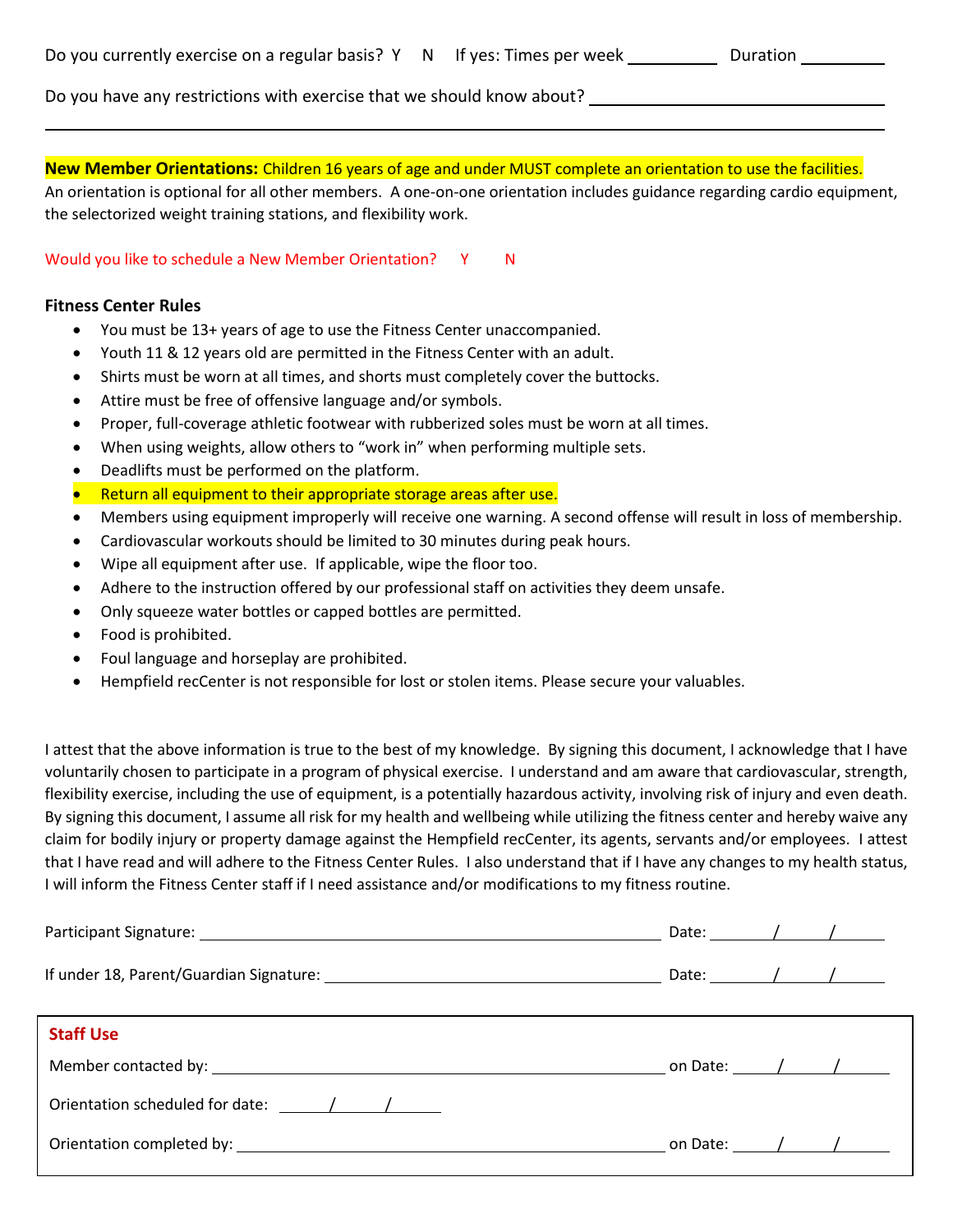Do you currently exercise on a regular basis? Y N If yes: Times per week __________ Duration _________

Do you have any restrictions with exercise that we should know about? ________________________________

______________________________________________________________________________________

**New Member Orientations:** Children 16 years of age and under MUST complete an orientation to use the facilities. An orientation is optional for all other members. A one-on-one orientation includes guidance regarding cardio equipment, the selectorized weight training stations, and flexibility work.

Would you like to schedule a New Member Orientation? Y N

**Fitness Center Rules**

- You must be 13+ years of age to use the Fitness Center unaccompanied.
- Youth 11 & 12 years old are permitted in the Fitness Center with an adult.
- Shirts must be worn at all times, and shorts must completely cover the buttocks.
- Attire must be free of offensive language and/or symbols.
- Proper, full-coverage athletic footwear with rubberized soles must be worn at all times.
- When using weights, allow others to "work in" when performing multiple sets.
- Deadlifts must be performed on the platform.
- Return all equipment to their appropriate storage areas after use.
- Members using equipment improperly will receive one warning. A second offense will result in loss of membership.
- Cardiovascular workouts should be limited to 30 minutes during peak hours.
- Wipe all equipment after use. If applicable, wipe the floor too.
- Adhere to the instruction offered by our professional staff on activities they deem unsafe.
- Only squeeze water bottles or capped bottles are permitted.
- Food is prohibited.
- Foul language and horseplay are prohibited.
- Hempfield recCenter is not responsible for lost or stolen items. Please secure your valuables.

I attest that the above information is true to the best of my knowledge. By signing this document, I acknowledge that I have voluntarily chosen to participate in a program of physical exercise. I understand and am aware that cardiovascular, strength, flexibility exercise, including the use of equipment, is a potentially hazardous activity, involving risk of injury and even death. By signing this document, I assume all risk for my health and wellbeing while utilizing the fitness center and hereby waive any claim for bodily injury or property damage against the Hempfield recCenter, its agents, servants and/or employees. I attest that I have read and will adhere to the Fitness Center Rules. I also understand that if I have any changes to my health status, I will inform the Fitness Center staff if I need assistance and/or modifications to my fitness routine.

Participant Signature: ______________________________________________ Date: ______/______/______

If under 18, Parent/Guardian Signature: _________________________________ Date: ______/______/______

**Staff Use**

Member contacted by: ____________________________________________ on Date: ______/______/______

Orientation scheduled for date: ______/______/______

Orientation completed by: _________________________________________ on Date: ______/______/______